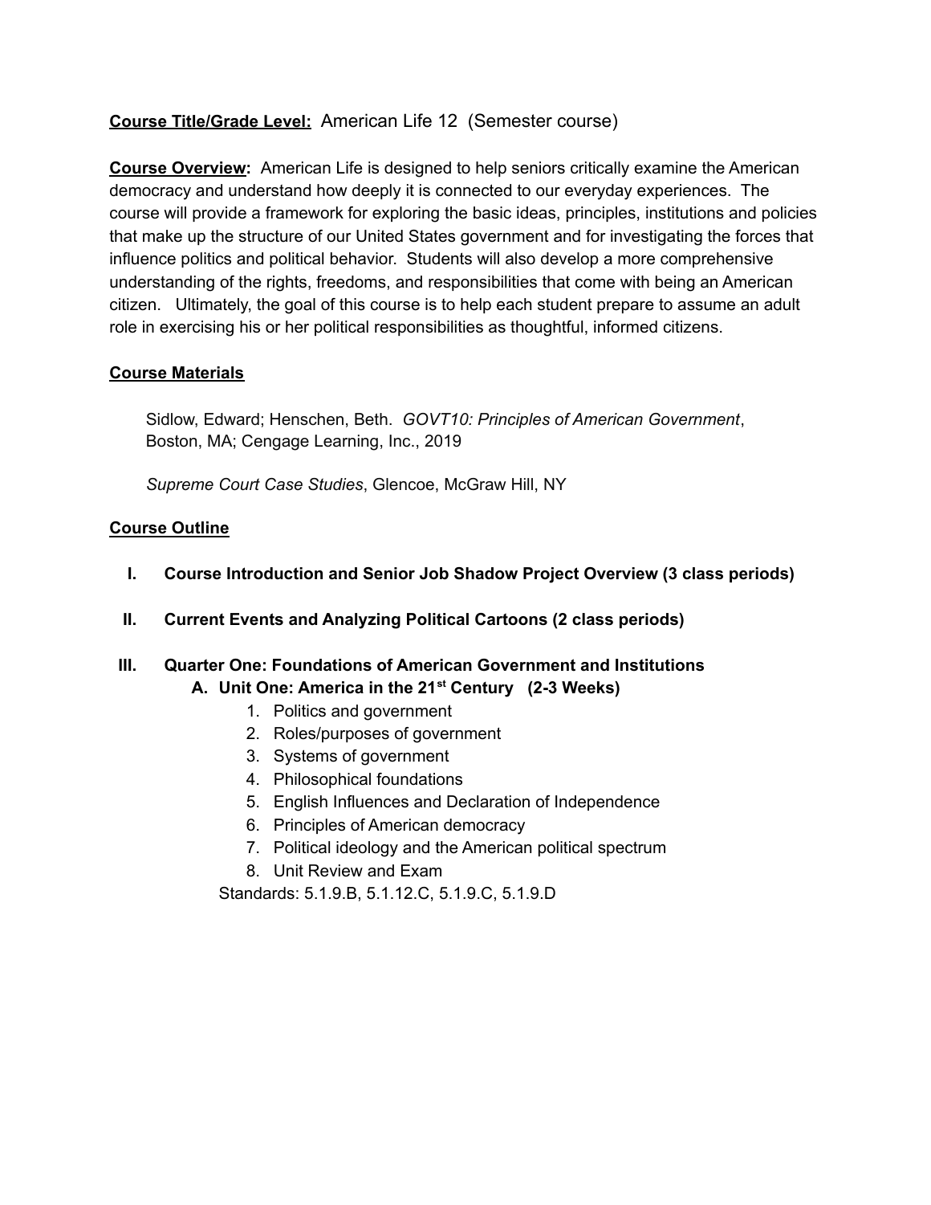**Course Title/Grade Level:** American Life 12 (Semester course)

**Course Overview:** American Life is designed to help seniors critically examine the American democracy and understand how deeply it is connected to our everyday experiences. The course will provide a framework for exploring the basic ideas, principles, institutions and policies that make up the structure of our United States government and for investigating the forces that influence politics and political behavior. Students will also develop a more comprehensive understanding of the rights, freedoms, and responsibilities that come with being an American citizen. Ultimately, the goal of this course is to help each student prepare to assume an adult role in exercising his or her political responsibilities as thoughtful, informed citizens.

**Course Materials**

Sidlow, Edward; Henschen, Beth. *GOVT10: Principles of American Government*, Boston, MA; Cengage Learning, Inc., 2019

*Supreme Court Case Studies*, Glencoe, McGraw Hill, NY

**Course Outline**

I. **Course Introduction and Senior Job Shadow Project Overview (3 class periods)**

II. **Current Events and Analyzing Political Cartoons (2 class periods)**

III. **Quarter One: Foundations of American Government and Institutions**
   - **A. Unit One: America in the 21st Century (2-3 Weeks)**
     1. Politics and government
     2. Roles/purposes of government
     3. Systems of government
     4. Philosophical foundations
     5. English Influences and Declaration of Independence
     6. Principles of American democracy
     7. Political ideology and the American political spectrum
     8. Unit Review and Exam

     Standards: 5.1.9.B, 5.1.12.C, 5.1.9.C, 5.1.9.D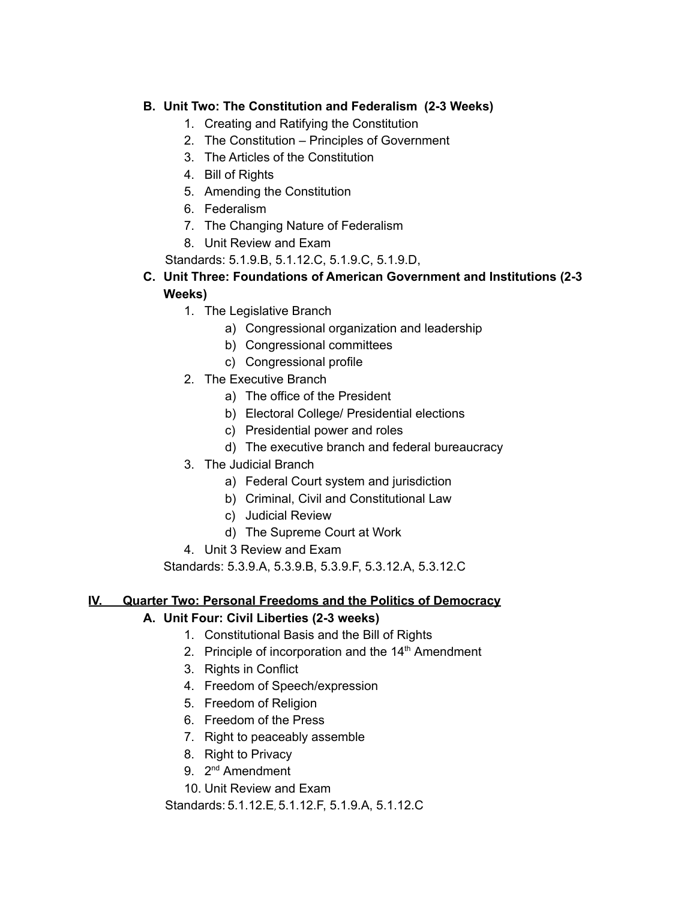**B. Unit Two: The Constitution and Federalism (2-3 Weeks)**

1. Creating and Ratifying the Constitution
2. The Constitution – Principles of Government
3. The Articles of the Constitution
4. Bill of Rights
5. Amending the Constitution
6. Federalism
7. The Changing Nature of Federalism
8. Unit Review and Exam

Standards: 5.1.9.B, 5.1.12.C, 5.1.9.C, 5.1.9.D,

**C. Unit Three: Foundations of American Government and Institutions (2-3 Weeks)**

1. The Legislative Branch
   a) Congressional organization and leadership
   b) Congressional committees
   c) Congressional profile
2. The Executive Branch
   a) The office of the President
   b) Electoral College/ Presidential elections
   c) Presidential power and roles
   d) The executive branch and federal bureaucracy
3. The Judicial Branch
   a) Federal Court system and jurisdiction
   b) Criminal, Civil and Constitutional Law
   c) Judicial Review
   d) The Supreme Court at Work
4. Unit 3 Review and Exam

Standards: 5.3.9.A, 5.3.9.B, 5.3.9.F, 5.3.12.A, 5.3.12.C

## <u>IV. Quarter Two: Personal Freedoms and the Politics of Democracy</u>

**A. Unit Four: Civil Liberties (2-3 weeks)**

1. Constitutional Basis and the Bill of Rights
2. Principle of incorporation and the 14th Amendment
3. Rights in Conflict
4. Freedom of Speech/expression
5. Freedom of Religion
6. Freedom of the Press
7. Right to peaceably assemble
8. Right to Privacy
9. 2nd Amendment
10. Unit Review and Exam

Standards: 5.1.12.E, 5.1.12.F, 5.1.9.A, 5.1.12.C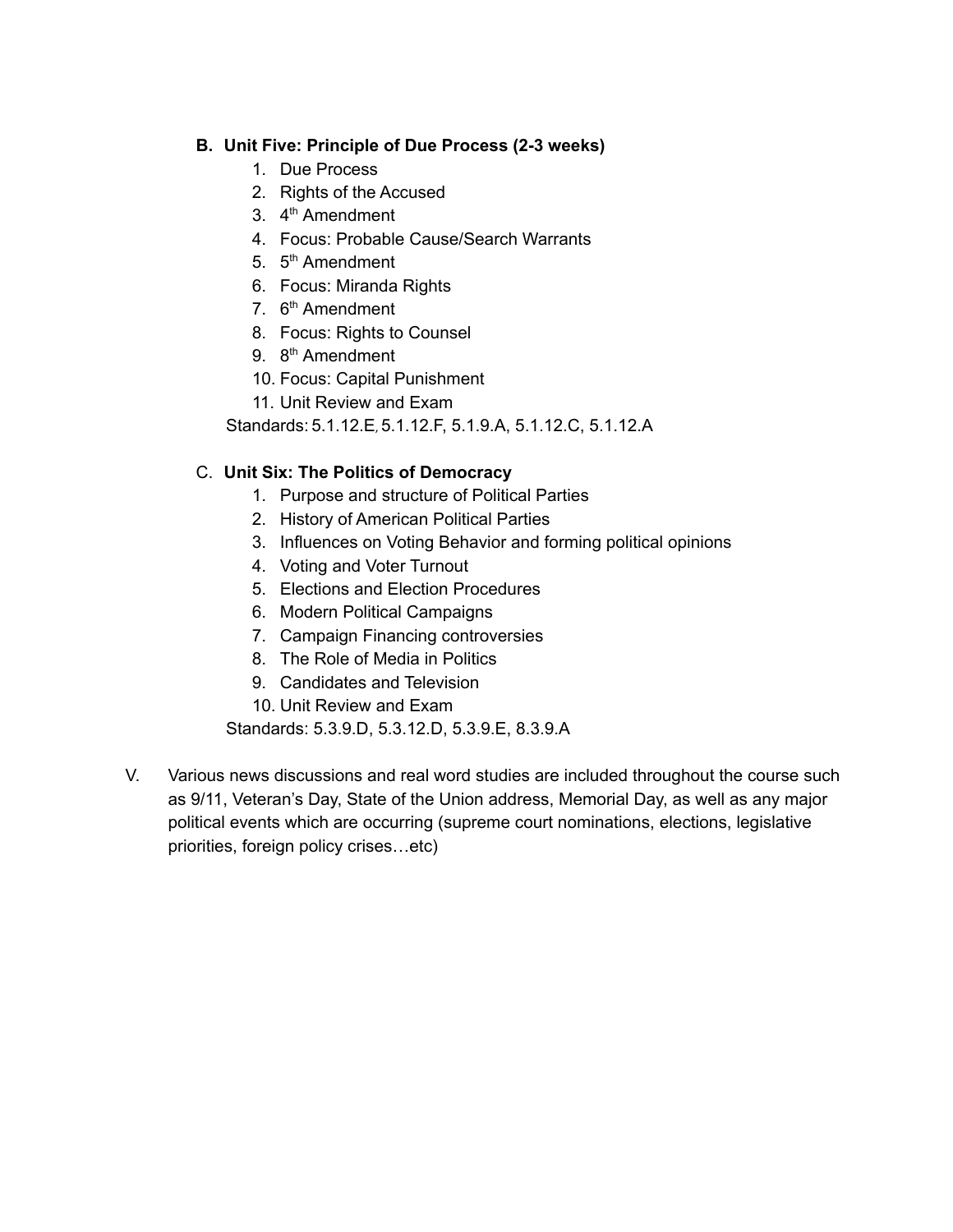**B. Unit Five: Principle of Due Process (2-3 weeks)**

1. Due Process
2. Rights of the Accused
3. 4th Amendment
4. Focus: Probable Cause/Search Warrants
5. 5th Amendment
6. Focus: Miranda Rights
7. 6th Amendment
8. Focus: Rights to Counsel
9. 8th Amendment
10. Focus: Capital Punishment
11. Unit Review and Exam

Standards: 5.1.12.E, 5.1.12.F, 5.1.9.A, 5.1.12.C, 5.1.12.A

C. **Unit Six: The Politics of Democracy**

1. Purpose and structure of Political Parties
2. History of American Political Parties
3. Influences on Voting Behavior and forming political opinions
4. Voting and Voter Turnout
5. Elections and Election Procedures
6. Modern Political Campaigns
7. Campaign Financing controversies
8. The Role of Media in Politics
9. Candidates and Television
10. Unit Review and Exam

Standards: 5.3.9.D, 5.3.12.D, 5.3.9.E, 8.3.9.A

V. Various news discussions and real word studies are included throughout the course such as 9/11, Veteran's Day, State of the Union address, Memorial Day, as well as any major political events which are occurring (supreme court nominations, elections, legislative priorities, foreign policy crises…etc)